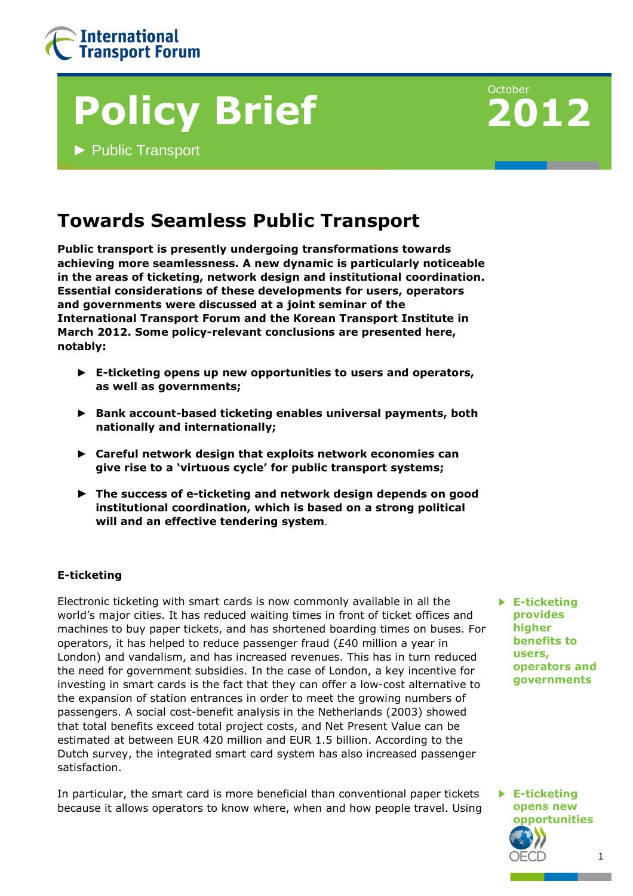International Transport Forum

# Policy Brief

October **2012**

► Public Transport

## Towards Seamless Public Transport

**Public transport is presently undergoing transformations towards achieving more seamlessness. A new dynamic is particularly noticeable in the areas of ticketing, network design and institutional coordination. Essential considerations of these developments for users, operators and governments were discussed at a joint seminar of the International Transport Forum and the Korean Transport Institute in March 2012. Some policy-relevant conclusions are presented here, notably:**

- **E-ticketing opens up new opportunities to users and operators, as well as governments;**
- **Bank account-based ticketing enables universal payments, both nationally and internationally;**
- **Careful network design that exploits network economies can give rise to a 'virtuous cycle' for public transport systems;**
- **The success of e-ticketing and network design depends on good institutional coordination, which is based on a strong political will and an effective tendering system**.

### E-ticketing

> ► **E-ticketing provides higher benefits to users, operators and governments**

Electronic ticketing with smart cards is now commonly available in all the world's major cities. It has reduced waiting times in front of ticket offices and machines to buy paper tickets, and has shortened boarding times on buses. For operators, it has helped to reduce passenger fraud (£40 million a year in London) and vandalism, and has increased revenues. This has in turn reduced the need for government subsidies. In the case of London, a key incentive for investing in smart cards is the fact that they can offer a low-cost alternative to the expansion of station entrances in order to meet the growing numbers of passengers. A social cost-benefit analysis in the Netherlands (2003) showed that total benefits exceed total project costs, and Net Present Value can be estimated at between EUR 420 million and EUR 1.5 billion. According to the Dutch survey, the integrated smart card system has also increased passenger satisfaction.

> ► **E-ticketing opens new opportunities**

In particular, the smart card is more beneficial than conventional paper tickets because it allows operators to know where, when and how people travel. Using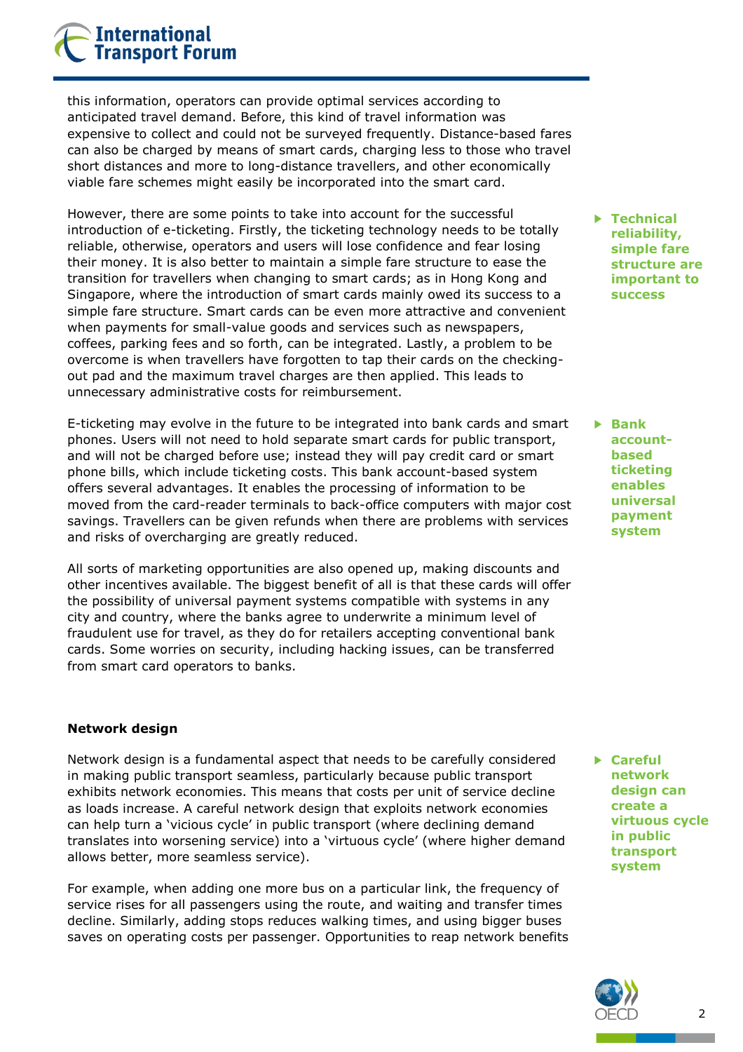this information, operators can provide optimal services according to anticipated travel demand. Before, this kind of travel information was expensive to collect and could not be surveyed frequently. Distance-based fares can also be charged by means of smart cards, charging less to those who travel short distances and more to long-distance travellers, and other economically viable fare schemes might easily be incorporated into the smart card.

However, there are some points to take into account for the successful introduction of e-ticketing. Firstly, the ticketing technology needs to be totally reliable, otherwise, operators and users will lose confidence and fear losing their money. It is also better to maintain a simple fare structure to ease the transition for travellers when changing to smart cards; as in Hong Kong and Singapore, where the introduction of smart cards mainly owed its success to a simple fare structure. Smart cards can be even more attractive and convenient when payments for small-value goods and services such as newspapers, coffees, parking fees and so forth, can be integrated. Lastly, a problem to be overcome is when travellers have forgotten to tap their cards on the checking-out pad and the maximum travel charges are then applied. This leads to unnecessary administrative costs for reimbursement.

> **Technical reliability, simple fare structure are important to success**

E-ticketing may evolve in the future to be integrated into bank cards and smart phones. Users will not need to hold separate smart cards for public transport, and will not be charged before use; instead they will pay credit card or smart phone bills, which include ticketing costs. This bank account-based system offers several advantages. It enables the processing of information to be moved from the card-reader terminals to back-office computers with major cost savings. Travellers can be given refunds when there are problems with services and risks of overcharging are greatly reduced.

> **Bank account-based ticketing enables universal payment system**

All sorts of marketing opportunities are also opened up, making discounts and other incentives available. The biggest benefit of all is that these cards will offer the possibility of universal payment systems compatible with systems in any city and country, where the banks agree to underwrite a minimum level of fraudulent use for travel, as they do for retailers accepting conventional bank cards. Some worries on security, including hacking issues, can be transferred from smart card operators to banks.

**Network design**

Network design is a fundamental aspect that needs to be carefully considered in making public transport seamless, particularly because public transport exhibits network economies. This means that costs per unit of service decline as loads increase. A careful network design that exploits network economies can help turn a 'vicious cycle' in public transport (where declining demand translates into worsening service) into a 'virtuous cycle' (where higher demand allows better, more seamless service).

> **Careful network design can create a virtuous cycle in public transport system**

For example, when adding one more bus on a particular link, the frequency of service rises for all passengers using the route, and waiting and transfer times decline. Similarly, adding stops reduces walking times, and using bigger buses saves on operating costs per passenger. Opportunities to reap network benefits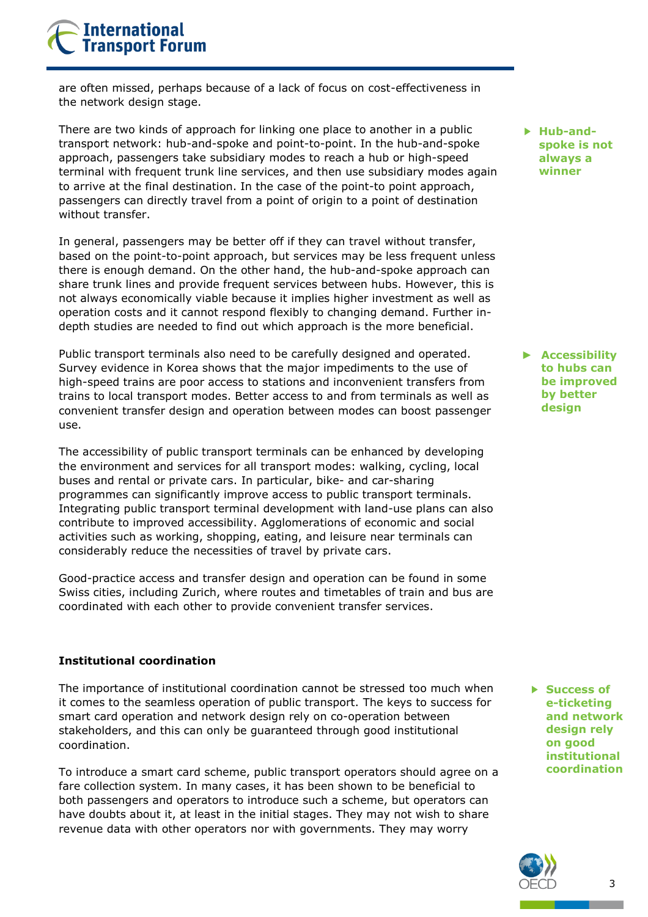are often missed, perhaps because of a lack of focus on cost-effectiveness in the network design stage.

There are two kinds of approach for linking one place to another in a public transport network: hub-and-spoke and point-to-point. In the hub-and-spoke approach, passengers take subsidiary modes to reach a hub or high-speed terminal with frequent trunk line services, and then use subsidiary modes again to arrive at the final destination. In the case of the point-to point approach, passengers can directly travel from a point of origin to a point of destination without transfer.

**Hub-and-spoke is not always a winner**

In general, passengers may be better off if they can travel without transfer, based on the point-to-point approach, but services may be less frequent unless there is enough demand. On the other hand, the hub-and-spoke approach can share trunk lines and provide frequent services between hubs. However, this is not always economically viable because it implies higher investment as well as operation costs and it cannot respond flexibly to changing demand. Further in-depth studies are needed to find out which approach is the more beneficial.

Public transport terminals also need to be carefully designed and operated. Survey evidence in Korea shows that the major impediments to the use of high-speed trains are poor access to stations and inconvenient transfers from trains to local transport modes. Better access to and from terminals as well as convenient transfer design and operation between modes can boost passenger use.

**Accessibility to hubs can be improved by better design**

The accessibility of public transport terminals can be enhanced by developing the environment and services for all transport modes: walking, cycling, local buses and rental or private cars. In particular, bike- and car-sharing programmes can significantly improve access to public transport terminals. Integrating public transport terminal development with land-use plans can also contribute to improved accessibility. Agglomerations of economic and social activities such as working, shopping, eating, and leisure near terminals can considerably reduce the necessities of travel by private cars.

Good-practice access and transfer design and operation can be found in some Swiss cities, including Zurich, where routes and timetables of train and bus are coordinated with each other to provide convenient transfer services.

### Institutional coordination

The importance of institutional coordination cannot be stressed too much when it comes to the seamless operation of public transport. The keys to success for smart card operation and network design rely on co-operation between stakeholders, and this can only be guaranteed through good institutional coordination.

**Success of e-ticketing and network design rely on good institutional coordination**

To introduce a smart card scheme, public transport operators should agree on a fare collection system. In many cases, it has been shown to be beneficial to both passengers and operators to introduce such a scheme, but operators can have doubts about it, at least in the initial stages. They may not wish to share revenue data with other operators nor with governments. They may worry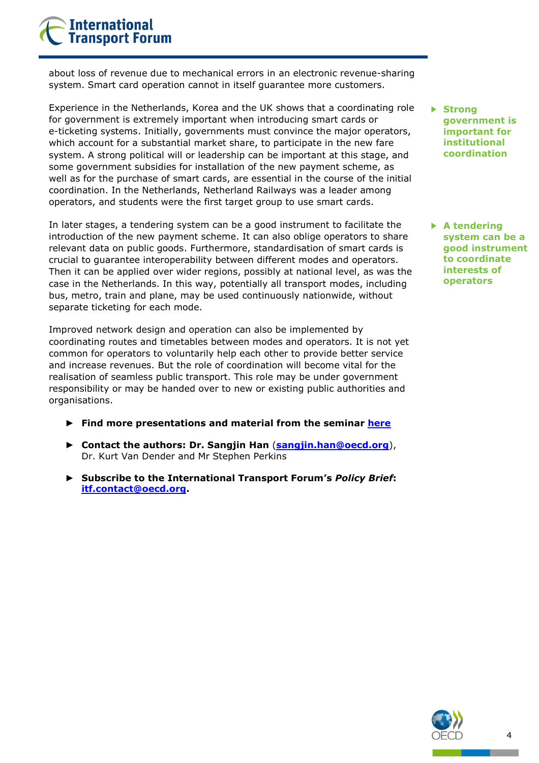about loss of revenue due to mechanical errors in an electronic revenue-sharing system. Smart card operation cannot in itself guarantee more customers.

- **Strong government is important for institutional coordination**

Experience in the Netherlands, Korea and the UK shows that a coordinating role for government is extremely important when introducing smart cards or e-ticketing systems. Initially, governments must convince the major operators, which account for a substantial market share, to participate in the new fare system. A strong political will or leadership can be important at this stage, and some government subsidies for installation of the new payment scheme, as well as for the purchase of smart cards, are essential in the course of the initial coordination. In the Netherlands, Netherland Railways was a leader among operators, and students were the first target group to use smart cards.

- **A tendering system can be a good instrument to coordinate interests of operators**

In later stages, a tendering system can be a good instrument to facilitate the introduction of the new payment scheme. It can also oblige operators to share relevant data on public goods. Furthermore, standardisation of smart cards is crucial to guarantee interoperability between different modes and operators. Then it can be applied over wider regions, possibly at national level, as was the case in the Netherlands. In this way, potentially all transport modes, including bus, metro, train and plane, may be used continuously nationwide, without separate ticketing for each mode.

Improved network design and operation can also be implemented by coordinating routes and timetables between modes and operators. It is not yet common for operators to voluntarily help each other to provide better service and increase revenues. But the role of coordination will become vital for the realisation of seamless public transport. This role may be under government responsibility or may be handed over to new or existing public authorities and organisations.

- **Find more presentations and material from the seminar here**
- **Contact the authors: Dr. Sangjin Han** (**sangjin.han@oecd.org**), Dr. Kurt Van Dender and Mr Stephen Perkins
- **Subscribe to the International Transport Forum's *Policy Brief*: itf.contact@oecd.org.**